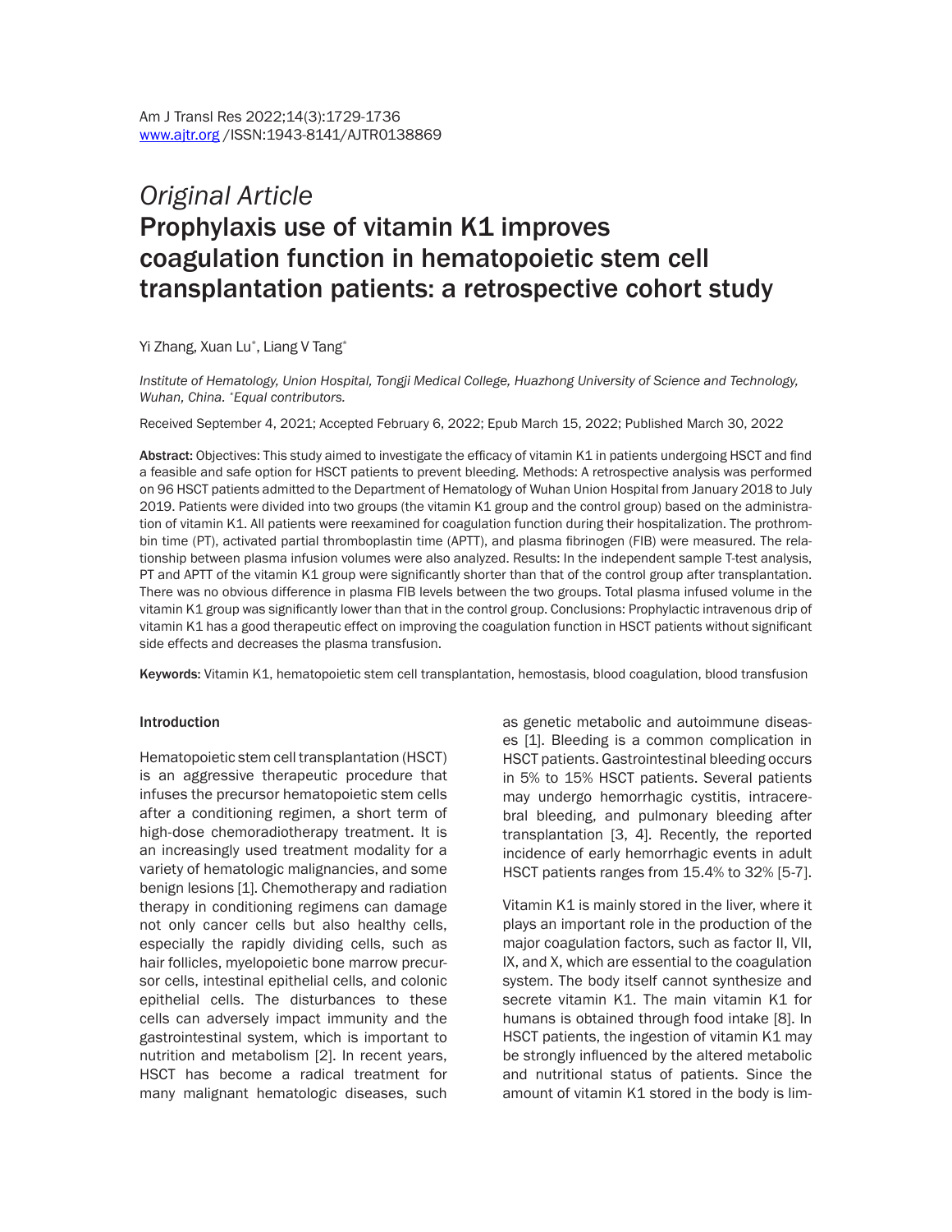*Original Article*

# Prophylaxis use of vitamin K1 improves coagulation function in hematopoietic stem cell transplantation patients: a retrospective cohort study

Yi Zhang, Xuan Lu*, Liang V Tang*

*Institute of Hematology, Union Hospital, Tongji Medical College, Huazhong University of Science and Technology, Wuhan, China. *Equal contributors.*

Received September 4, 2021; Accepted February 6, 2022; Epub March 15, 2022; Published March 30, 2022

**Abstract:** Objectives: This study aimed to investigate the efficacy of vitamin K1 in patients undergoing HSCT and find a feasible and safe option for HSCT patients to prevent bleeding. Methods: A retrospective analysis was performed on 96 HSCT patients admitted to the Department of Hematology of Wuhan Union Hospital from January 2018 to July 2019. Patients were divided into two groups (the vitamin K1 group and the control group) based on the administration of vitamin K1. All patients were reexamined for coagulation function during their hospitalization. The prothrombin time (PT), activated partial thromboplastin time (APTT), and plasma fibrinogen (FIB) were measured. The relationship between plasma infusion volumes were also analyzed. Results: In the independent sample T-test analysis, PT and APTT of the vitamin K1 group were significantly shorter than that of the control group after transplantation. There was no obvious difference in plasma FIB levels between the two groups. Total plasma infused volume in the vitamin K1 group was significantly lower than that in the control group. Conclusions: Prophylactic intravenous drip of vitamin K1 has a good therapeutic effect on improving the coagulation function in HSCT patients without significant side effects and decreases the plasma transfusion.

**Keywords:** Vitamin K1, hematopoietic stem cell transplantation, hemostasis, blood coagulation, blood transfusion

## Introduction

Hematopoietic stem cell transplantation (HSCT) is an aggressive therapeutic procedure that infuses the precursor hematopoietic stem cells after a conditioning regimen, a short term of high-dose chemoradiotherapy treatment. It is an increasingly used treatment modality for a variety of hematologic malignancies, and some benign lesions [1]. Chemotherapy and radiation therapy in conditioning regimens can damage not only cancer cells but also healthy cells, especially the rapidly dividing cells, such as hair follicles, myelopoietic bone marrow precursor cells, intestinal epithelial cells, and colonic epithelial cells. The disturbances to these cells can adversely impact immunity and the gastrointestinal system, which is important to nutrition and metabolism [2]. In recent years, HSCT has become a radical treatment for many malignant hematologic diseases, such as genetic metabolic and autoimmune diseases [1]. Bleeding is a common complication in HSCT patients. Gastrointestinal bleeding occurs in 5% to 15% HSCT patients. Several patients may undergo hemorrhagic cystitis, intracerebral bleeding, and pulmonary bleeding after transplantation [3, 4]. Recently, the reported incidence of early hemorrhagic events in adult HSCT patients ranges from 15.4% to 32% [5-7].

Vitamin K1 is mainly stored in the liver, where it plays an important role in the production of the major coagulation factors, such as factor II, VII, IX, and X, which are essential to the coagulation system. The body itself cannot synthesize and secrete vitamin K1. The main vitamin K1 for humans is obtained through food intake [8]. In HSCT patients, the ingestion of vitamin K1 may be strongly influenced by the altered metabolic and nutritional status of patients. Since the amount of vitamin K1 stored in the body is lim-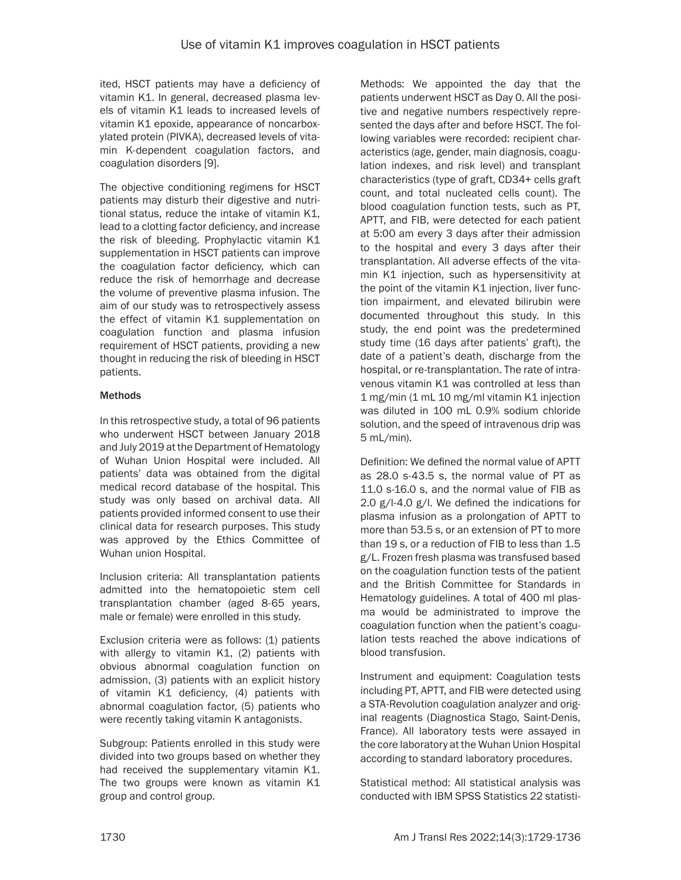ited, HSCT patients may have a deficiency of vitamin K1. In general, decreased plasma levels of vitamin K1 leads to increased levels of vitamin K1 epoxide, appearance of noncarboxylated protein (PIVKA), decreased levels of vitamin K-dependent coagulation factors, and coagulation disorders [9].

The objective conditioning regimens for HSCT patients may disturb their digestive and nutritional status, reduce the intake of vitamin K1, lead to a clotting factor deficiency, and increase the risk of bleeding. Prophylactic vitamin K1 supplementation in HSCT patients can improve the coagulation factor deficiency, which can reduce the risk of hemorrhage and decrease the volume of preventive plasma infusion. The aim of our study was to retrospectively assess the effect of vitamin K1 supplementation on coagulation function and plasma infusion requirement of HSCT patients, providing a new thought in reducing the risk of bleeding in HSCT patients.

## Methods

In this retrospective study, a total of 96 patients who underwent HSCT between January 2018 and July 2019 at the Department of Hematology of Wuhan Union Hospital were included. All patients' data was obtained from the digital medical record database of the hospital. This study was only based on archival data. All patients provided informed consent to use their clinical data for research purposes. This study was approved by the Ethics Committee of Wuhan union Hospital.

Inclusion criteria: All transplantation patients admitted into the hematopoietic stem cell transplantation chamber (aged 8-65 years, male or female) were enrolled in this study.

Exclusion criteria were as follows: (1) patients with allergy to vitamin K1, (2) patients with obvious abnormal coagulation function on admission, (3) patients with an explicit history of vitamin K1 deficiency, (4) patients with abnormal coagulation factor, (5) patients who were recently taking vitamin K antagonists.

Subgroup: Patients enrolled in this study were divided into two groups based on whether they had received the supplementary vitamin K1. The two groups were known as vitamin K1 group and control group.

Methods: We appointed the day that the patients underwent HSCT as Day 0. All the positive and negative numbers respectively represented the days after and before HSCT. The following variables were recorded: recipient characteristics (age, gender, main diagnosis, coagulation indexes, and risk level) and transplant characteristics (type of graft, CD34+ cells graft count, and total nucleated cells count). The blood coagulation function tests, such as PT, APTT, and FIB, were detected for each patient at 5:00 am every 3 days after their admission to the hospital and every 3 days after their transplantation. All adverse effects of the vitamin K1 injection, such as hypersensitivity at the point of the vitamin K1 injection, liver function impairment, and elevated bilirubin were documented throughout this study. In this study, the end point was the predetermined study time (16 days after patients' graft), the date of a patient's death, discharge from the hospital, or re-transplantation. The rate of intravenous vitamin K1 was controlled at less than 1 mg/min (1 mL 10 mg/ml vitamin K1 injection was diluted in 100 mL 0.9% sodium chloride solution, and the speed of intravenous drip was 5 mL/min).

Definition: We defined the normal value of APTT as 28.0 s-43.5 s, the normal value of PT as 11.0 s-16.0 s, and the normal value of FIB as 2.0 g/l-4.0 g/l. We defined the indications for plasma infusion as a prolongation of APTT to more than 53.5 s, or an extension of PT to more than 19 s, or a reduction of FIB to less than 1.5 g/L. Frozen fresh plasma was transfused based on the coagulation function tests of the patient and the British Committee for Standards in Hematology guidelines. A total of 400 ml plasma would be administrated to improve the coagulation function when the patient's coagulation tests reached the above indications of blood transfusion.

Instrument and equipment: Coagulation tests including PT, APTT, and FIB were detected using a STA-Revolution coagulation analyzer and original reagents (Diagnostica Stago, Saint-Denis, France). All laboratory tests were assayed in the core laboratory at the Wuhan Union Hospital according to standard laboratory procedures.

Statistical method: All statistical analysis was conducted with IBM SPSS Statistics 22 statisti-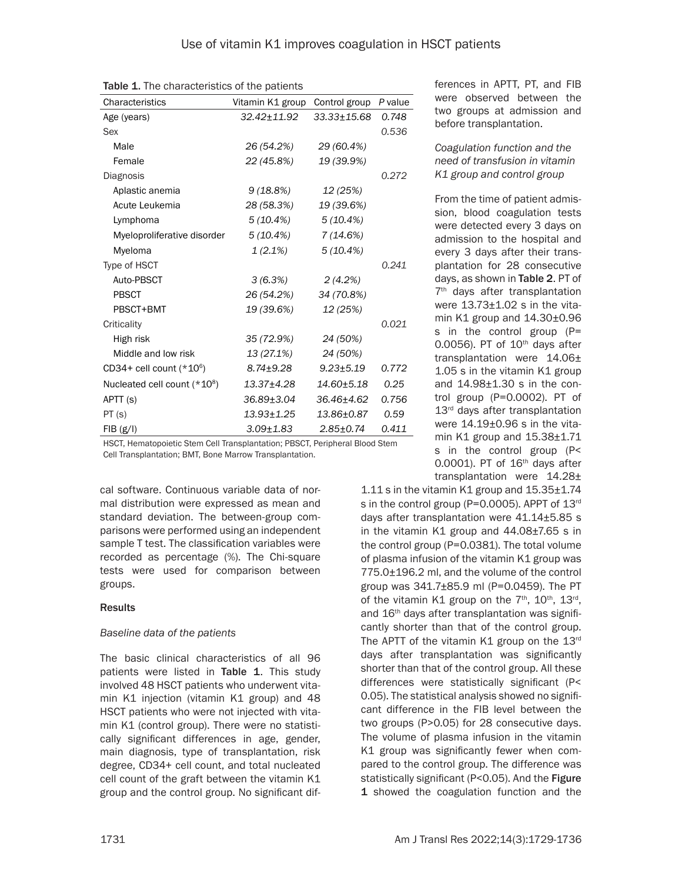**Table 1.** The characteristics of the patients

| Characteristics | Vitamin K1 group | Control group | *P* value |
|---|---|---|---|
| Age (years) | *32.42±11.92* | *33.33±15.68* | *0.748* |
| Sex | | | *0.536* |
| Male | *26 (54.2%)* | *29 (60.4%)* | |
| Female | *22 (45.8%)* | *19 (39.9%)* | |
| Diagnosis | | | *0.272* |
| Aplastic anemia | *9 (18.8%)* | *12 (25%)* | |
| Acute Leukemia | *28 (58.3%)* | *19 (39.6%)* | |
| Lymphoma | *5 (10.4%)* | *5 (10.4%)* | |
| Myeloproliferative disorder | *5 (10.4%)* | *7 (14.6%)* | |
| Myeloma | *1 (2.1%)* | *5 (10.4%)* | |
| Type of HSCT | | | *0.241* |
| Auto-PBSCT | *3 (6.3%)* | *2 (4.2%)* | |
| PBSCT | *26 (54.2%)* | *34 (70.8%)* | |
| PBSCT+BMT | *19 (39.6%)* | *12 (25%)* | |
| Criticality | | | *0.021* |
| High risk | *35 (72.9%)* | *24 (50%)* | |
| Middle and low risk | *13 (27.1%)* | *24 (50%)* | |
| CD34+ cell count (*$10^6$) | *8.74±9.28* | *9.23±5.19* | *0.772* |
| Nucleated cell count (*$10^8$) | *13.37±4.28* | *14.60±5.18* | *0.25* |
| APTT (s) | *36.89±3.04* | *36.46±4.62* | *0.756* |
| PT (s) | *13.93±1.25* | *13.86±0.87* | *0.59* |
| FIB (g/l) | *3.09±1.83* | *2.85±0.74* | *0.411* |

HSCT, Hematopoietic Stem Cell Transplantation; PBSCT, Peripheral Blood Stem Cell Transplantation; BMT, Bone Marrow Transplantation.

cal software. Continuous variable data of normal distribution were expressed as mean and standard deviation. The between-group comparisons were performed using an independent sample T test. The classification variables were recorded as percentage (%). The Chi-square tests were used for comparison between groups.

## Results

### *Baseline data of the patients*

The basic clinical characteristics of all 96 patients were listed in **Table 1**. This study involved 48 HSCT patients who underwent vitamin K1 injection (vitamin K1 group) and 48 HSCT patients who were not injected with vitamin K1 (control group). There were no statistically significant differences in age, gender, main diagnosis, type of transplantation, risk degree, CD34+ cell count, and total nucleated cell count of the graft between the vitamin K1 group and the control group. No significant differences in APTT, PT, and FIB were observed between the two groups at admission and before transplantation.

### *Coagulation function and the need of transfusion in vitamin K1 group and control group*

From the time of patient admission, blood coagulation tests were detected every 3 days on admission to the hospital and every 3 days after their transplantation for 28 consecutive days, as shown in **Table 2**. PT of $7^{th}$ days after transplantation were 13.73±1.02 s in the vitamin K1 group and 14.30±0.96 s in the control group (P=0.0056). PT of $10^{th}$ days after transplantation were 14.06±1.05 s in the vitamin K1 group and 14.98±1.30 s in the control group (P=0.0002). PT of $13^{rd}$ days after transplantation were 14.19±0.96 s in the vitamin K1 group and 15.38±1.71 s in the control group (P<0.0001). PT of $16^{th}$ days after transplantation were 14.28±1.11 s in the vitamin K1 group and 15.35±1.74 s in the control group (P=0.0005). APPT of $13^{rd}$ days after transplantation were 41.14±5.85 s in the vitamin K1 group and 44.08±7.65 s in the control group (P=0.0381). The total volume of plasma infusion of the vitamin K1 group was 775.0±196.2 ml, and the volume of the control group was 341.7±85.9 ml (P=0.0459). The PT of the vitamin K1 group on the $7^{th}$, $10^{th}$, $13^{rd}$, and $16^{th}$ days after transplantation was significantly shorter than that of the control group. The APTT of the vitamin K1 group on the $13^{rd}$ days after transplantation was significantly shorter than that of the control group. All these differences were statistically significant (P<0.05). The statistical analysis showed no significant difference in the FIB level between the two groups (P>0.05) for 28 consecutive days. The volume of plasma infusion in the vitamin K1 group was significantly fewer when compared to the control group. The difference was statistically significant (P<0.05). And the **Figure 1** showed the coagulation function and the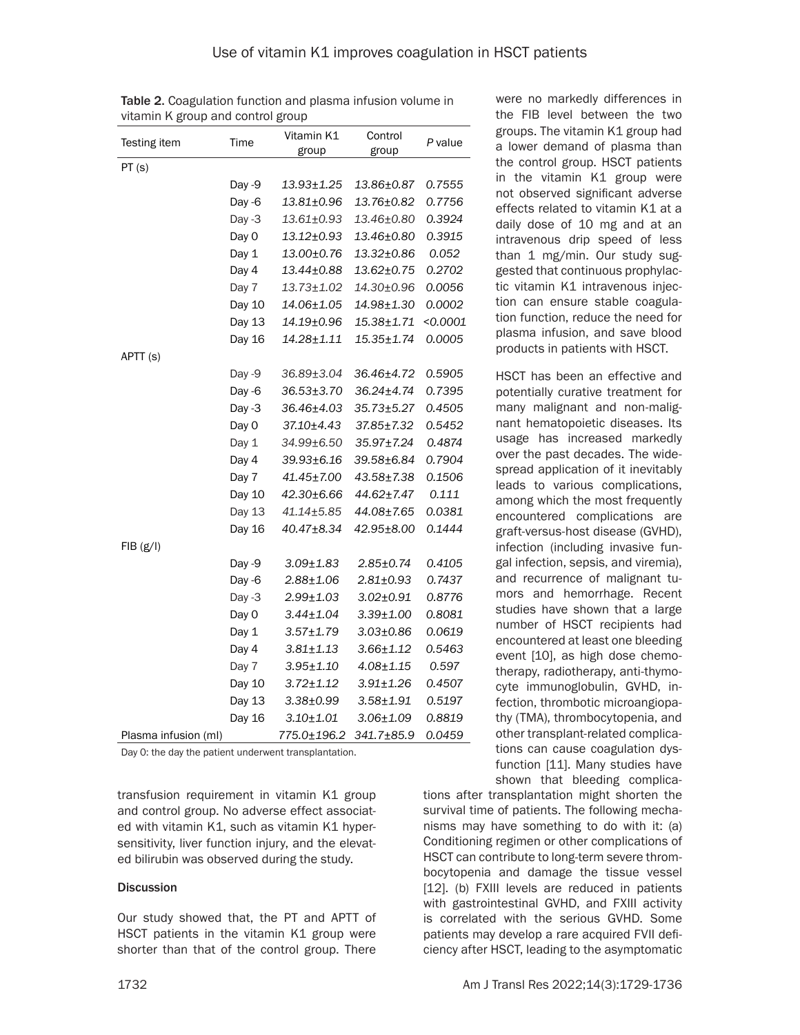Table 2. Coagulation function and plasma infusion volume in vitamin K group and control group

| Testing item | Time | Vitamin K1 group | Control group | *P* value |
|---|---|---|---|---|
| PT (s) | | | | |
| | Day -9 | 13.93±1.25 | 13.86±0.87 | 0.7555 |
| | Day -6 | 13.81±0.96 | 13.76±0.82 | 0.7756 |
| | Day -3 | 13.61±0.93 | 13.46±0.80 | 0.3924 |
| | Day 0 | 13.12±0.93 | 13.46±0.80 | 0.3915 |
| | Day 1 | 13.00±0.76 | 13.32±0.86 | 0.052 |
| | Day 4 | 13.44±0.88 | 13.62±0.75 | 0.2702 |
| | Day 7 | 13.73±1.02 | 14.30±0.96 | 0.0056 |
| | Day 10 | 14.06±1.05 | 14.98±1.30 | 0.0002 |
| | Day 13 | 14.19±0.96 | 15.38±1.71 | <0.0001 |
| | Day 16 | 14.28±1.11 | 15.35±1.74 | 0.0005 |
| APTT (s) | | | | |
| | Day -9 | 36.89±3.04 | 36.46±4.72 | 0.5905 |
| | Day -6 | 36.53±3.70 | 36.24±4.74 | 0.7395 |
| | Day -3 | 36.46±4.03 | 35.73±5.27 | 0.4505 |
| | Day 0 | 37.10±4.43 | 37.85±7.32 | 0.5452 |
| | Day 1 | 34.99±6.50 | 35.97±7.24 | 0.4874 |
| | Day 4 | 39.93±6.16 | 39.58±6.84 | 0.7904 |
| | Day 7 | 41.45±7.00 | 43.58±7.38 | 0.1506 |
| | Day 10 | 42.30±6.66 | 44.62±7.47 | 0.111 |
| | Day 13 | 41.14±5.85 | 44.08±7.65 | 0.0381 |
| | Day 16 | 40.47±8.34 | 42.95±8.00 | 0.1444 |
| FIB (g/l) | | | | |
| | Day -9 | 3.09±1.83 | 2.85±0.74 | 0.4105 |
| | Day -6 | 2.88±1.06 | 2.81±0.93 | 0.7437 |
| | Day -3 | 2.99±1.03 | 3.02±0.91 | 0.8776 |
| | Day 0 | 3.44±1.04 | 3.39±1.00 | 0.8081 |
| | Day 1 | 3.57±1.79 | 3.03±0.86 | 0.0619 |
| | Day 4 | 3.81±1.13 | 3.66±1.12 | 0.5463 |
| | Day 7 | 3.95±1.10 | 4.08±1.15 | 0.597 |
| | Day 10 | 3.72±1.12 | 3.91±1.26 | 0.4507 |
| | Day 13 | 3.38±0.99 | 3.58±1.91 | 0.5197 |
| | Day 16 | 3.10±1.01 | 3.06±1.09 | 0.8819 |
| Plasma infusion (ml) | | 775.0±196.2 | 341.7±85.9 | 0.0459 |

Day 0: the day the patient underwent transplantation.

transfusion requirement in vitamin K1 group and control group. No adverse effect associated with vitamin K1, such as vitamin K1 hypersensitivity, liver function injury, and the elevated bilirubin was observed during the study.

## Discussion

Our study showed that, the PT and APTT of HSCT patients in the vitamin K1 group were shorter than that of the control group. There were no markedly differences in the FIB level between the two groups. The vitamin K1 group had a lower demand of plasma than the control group. HSCT patients in the vitamin K1 group were not observed significant adverse effects related to vitamin K1 at a daily dose of 10 mg and at an intravenous drip speed of less than 1 mg/min. Our study suggested that continuous prophylactic vitamin K1 intravenous injection can ensure stable coagulation function, reduce the need for plasma infusion, and save blood products in patients with HSCT.

HSCT has been an effective and potentially curative treatment for many malignant and non-malignant hematopoietic diseases. Its usage has increased markedly over the past decades. The widespread application of it inevitably leads to various complications, among which the most frequently encountered complications are graft-versus-host disease (GVHD), infection (including invasive fungal infection, sepsis, and viremia), and recurrence of malignant tumors and hemorrhage. Recent studies have shown that a large number of HSCT recipients had encountered at least one bleeding event [10], as high dose chemotherapy, radiotherapy, anti-thymocyte immunoglobulin, GVHD, infection, thrombotic microangiopathy (TMA), thrombocytopenia, and other transplant-related complications can cause coagulation dysfunction [11]. Many studies have shown that bleeding complications after transplantation might shorten the survival time of patients. The following mechanisms may have something to do with it: (a) Conditioning regimen or other complications of HSCT can contribute to long-term severe thrombocytopenia and damage the tissue vessel [12]. (b) FXIII levels are reduced in patients with gastrointestinal GVHD, and FXIII activity is correlated with the serious GVHD. Some patients may develop a rare acquired FVII deficiency after HSCT, leading to the asymptomatic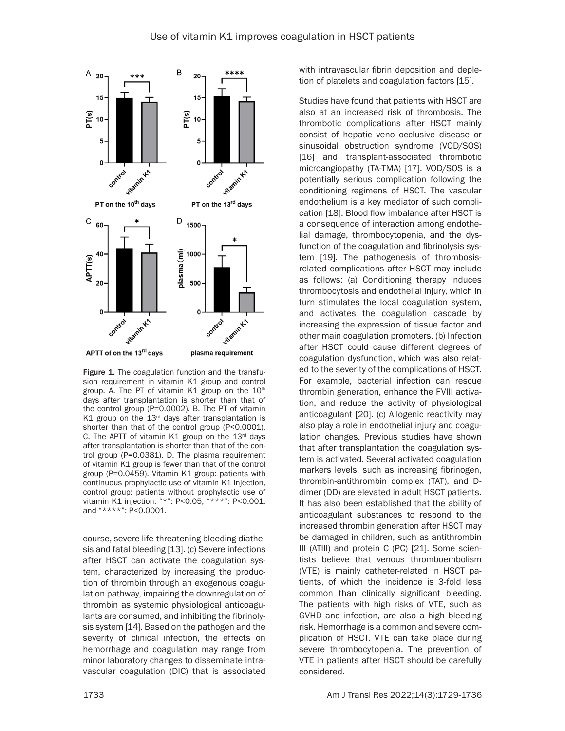Figure 1. The coagulation function and the transfusion requirement in vitamin K1 group and control group. A. The PT of vitamin K1 group on the 10th days after transplantation is shorter than that of the control group (P=0.0002). B. The PT of vitamin K1 group on the 13rd days after transplantation is shorter than that of the control group (P<0.0001). C. The APTT of vitamin K1 group on the 13rd days after transplantation is shorter than that of the control group (P=0.0381). D. The plasma requirement of vitamin K1 group is fewer than that of the control group (P=0.0459). Vitamin K1 group: patients with continuous prophylactic use of vitamin K1 injection, control group: patients without prophylactic use of vitamin K1 injection. "*": P<0.05, "***": P<0.001, and "****": P<0.0001.

course, severe life-threatening bleeding diathesis and fatal bleeding [13]. (c) Severe infections after HSCT can activate the coagulation system, characterized by increasing the production of thrombin through an exogenous coagulation pathway, impairing the downregulation of thrombin as systemic physiological anticoagulants are consumed, and inhibiting the fibrinolysis system [14]. Based on the pathogen and the severity of clinical infection, the effects on hemorrhage and coagulation may range from minor laboratory changes to disseminate intravascular coagulation (DIC) that is associated with intravascular fibrin deposition and depletion of platelets and coagulation factors [15].

Studies have found that patients with HSCT are also at an increased risk of thrombosis. The thrombotic complications after HSCT mainly consist of hepatic veno occlusive disease or sinusoidal obstruction syndrome (VOD/SOS) [16] and transplant-associated thrombotic microangiopathy (TA-TMA) [17]. VOD/SOS is a potentially serious complication following the conditioning regimens of HSCT. The vascular endothelium is a key mediator of such complication [18]. Blood flow imbalance after HSCT is a consequence of interaction among endothelial damage, thrombocytopenia, and the dysfunction of the coagulation and fibrinolysis system [19]. The pathogenesis of thrombosis-related complications after HSCT may include as follows: (a) Conditioning therapy induces thrombocytosis and endothelial injury, which in turn stimulates the local coagulation system, and activates the coagulation cascade by increasing the expression of tissue factor and other main coagulation promoters. (b) Infection after HSCT could cause different degrees of coagulation dysfunction, which was also related to the severity of the complications of HSCT. For example, bacterial infection can rescue thrombin generation, enhance the FVIII activation, and reduce the activity of physiological anticoagulant [20]. (c) Allogenic reactivity may also play a role in endothelial injury and coagulation changes. Previous studies have shown that after transplantation the coagulation system is activated. Several activated coagulation markers levels, such as increasing fibrinogen, thrombin-antithrombin complex (TAT), and D-dimer (DD) are elevated in adult HSCT patients. It has also been established that the ability of anticoagulant substances to respond to the increased thrombin generation after HSCT may be damaged in children, such as antithrombin III (ATIII) and protein C (PC) [21]. Some scientists believe that venous thromboembolism (VTE) is mainly catheter-related in HSCT patients, of which the incidence is 3-fold less common than clinically significant bleeding. The patients with high risks of VTE, such as GVHD and infection, are also a high bleeding risk. Hemorrhage is a common and severe complication of HSCT. VTE can take place during severe thrombocytopenia. The prevention of VTE in patients after HSCT should be carefully considered.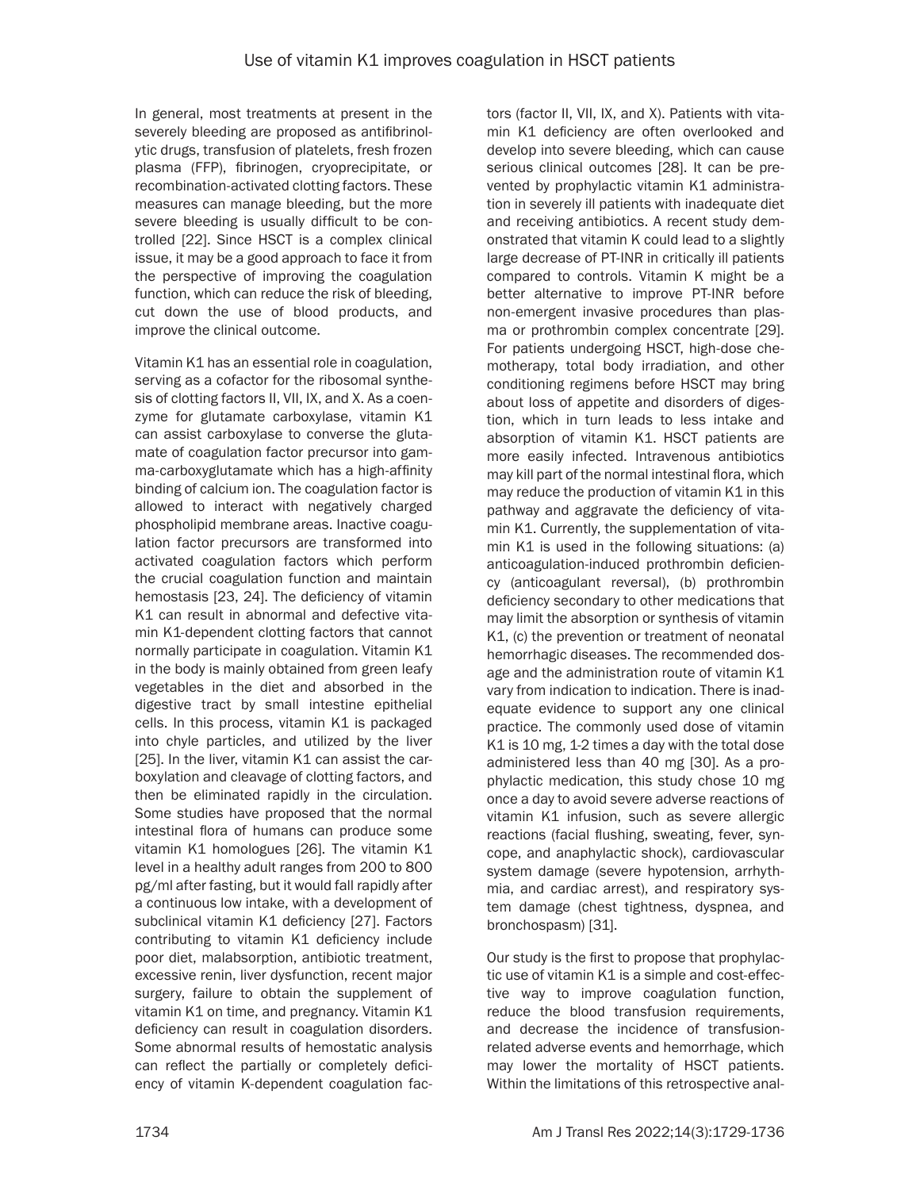In general, most treatments at present in the severely bleeding are proposed as antifibrinolytic drugs, transfusion of platelets, fresh frozen plasma (FFP), fibrinogen, cryoprecipitate, or recombination-activated clotting factors. These measures can manage bleeding, but the more severe bleeding is usually difficult to be controlled [22]. Since HSCT is a complex clinical issue, it may be a good approach to face it from the perspective of improving the coagulation function, which can reduce the risk of bleeding, cut down the use of blood products, and improve the clinical outcome.

Vitamin K1 has an essential role in coagulation, serving as a cofactor for the ribosomal synthesis of clotting factors II, VII, IX, and X. As a coenzyme for glutamate carboxylase, vitamin K1 can assist carboxylase to converse the glutamate of coagulation factor precursor into gamma-carboxyglutamate which has a high-affinity binding of calcium ion. The coagulation factor is allowed to interact with negatively charged phospholipid membrane areas. Inactive coagulation factor precursors are transformed into activated coagulation factors which perform the crucial coagulation function and maintain hemostasis [23, 24]. The deficiency of vitamin K1 can result in abnormal and defective vitamin K1-dependent clotting factors that cannot normally participate in coagulation. Vitamin K1 in the body is mainly obtained from green leafy vegetables in the diet and absorbed in the digestive tract by small intestine epithelial cells. In this process, vitamin K1 is packaged into chyle particles, and utilized by the liver [25]. In the liver, vitamin K1 can assist the carboxylation and cleavage of clotting factors, and then be eliminated rapidly in the circulation. Some studies have proposed that the normal intestinal flora of humans can produce some vitamin K1 homologues [26]. The vitamin K1 level in a healthy adult ranges from 200 to 800 pg/ml after fasting, but it would fall rapidly after a continuous low intake, with a development of subclinical vitamin K1 deficiency [27]. Factors contributing to vitamin K1 deficiency include poor diet, malabsorption, antibiotic treatment, excessive renin, liver dysfunction, recent major surgery, failure to obtain the supplement of vitamin K1 on time, and pregnancy. Vitamin K1 deficiency can result in coagulation disorders. Some abnormal results of hemostatic analysis can reflect the partially or completely deficiency of vitamin K-dependent coagulation factors (factor II, VII, IX, and X). Patients with vitamin K1 deficiency are often overlooked and develop into severe bleeding, which can cause serious clinical outcomes [28]. It can be prevented by prophylactic vitamin K1 administration in severely ill patients with inadequate diet and receiving antibiotics. A recent study demonstrated that vitamin K could lead to a slightly large decrease of PT-INR in critically ill patients compared to controls. Vitamin K might be a better alternative to improve PT-INR before non-emergent invasive procedures than plasma or prothrombin complex concentrate [29]. For patients undergoing HSCT, high-dose chemotherapy, total body irradiation, and other conditioning regimens before HSCT may bring about loss of appetite and disorders of digestion, which in turn leads to less intake and absorption of vitamin K1. HSCT patients are more easily infected. Intravenous antibiotics may kill part of the normal intestinal flora, which may reduce the production of vitamin K1 in this pathway and aggravate the deficiency of vitamin K1. Currently, the supplementation of vitamin K1 is used in the following situations: (a) anticoagulation-induced prothrombin deficiency (anticoagulant reversal), (b) prothrombin deficiency secondary to other medications that may limit the absorption or synthesis of vitamin K1, (c) the prevention or treatment of neonatal hemorrhagic diseases. The recommended dosage and the administration route of vitamin K1 vary from indication to indication. There is inadequate evidence to support any one clinical practice. The commonly used dose of vitamin K1 is 10 mg, 1-2 times a day with the total dose administered less than 40 mg [30]. As a prophylactic medication, this study chose 10 mg once a day to avoid severe adverse reactions of vitamin K1 infusion, such as severe allergic reactions (facial flushing, sweating, fever, syncope, and anaphylactic shock), cardiovascular system damage (severe hypotension, arrhythmia, and cardiac arrest), and respiratory system damage (chest tightness, dyspnea, and bronchospasm) [31].

Our study is the first to propose that prophylactic use of vitamin K1 is a simple and cost-effective way to improve coagulation function, reduce the blood transfusion requirements, and decrease the incidence of transfusion-related adverse events and hemorrhage, which may lower the mortality of HSCT patients. Within the limitations of this retrospective anal-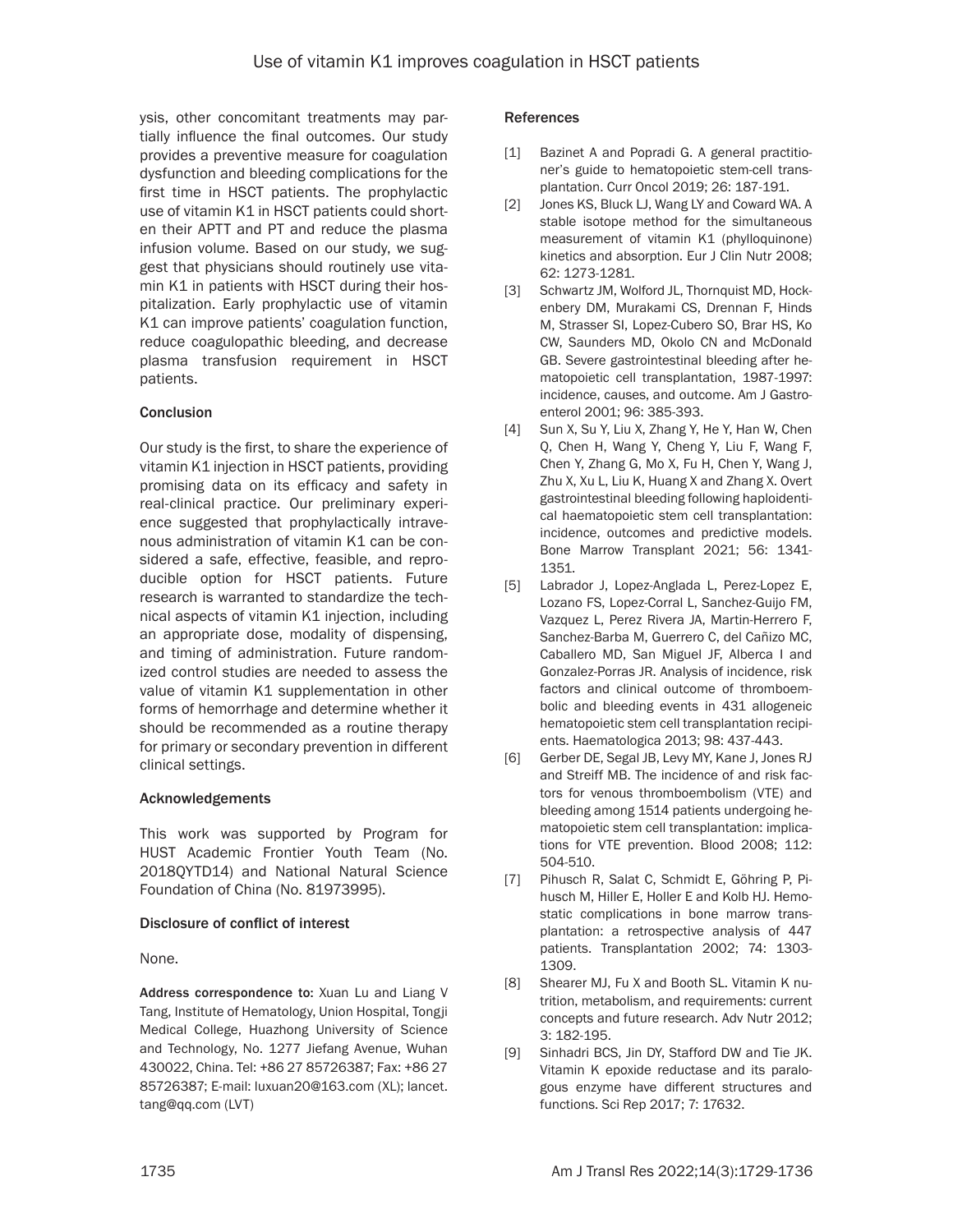ysis, other concomitant treatments may partially influence the final outcomes. Our study provides a preventive measure for coagulation dysfunction and bleeding complications for the first time in HSCT patients. The prophylactic use of vitamin K1 in HSCT patients could shorten their APTT and PT and reduce the plasma infusion volume. Based on our study, we suggest that physicians should routinely use vitamin K1 in patients with HSCT during their hospitalization. Early prophylactic use of vitamin K1 can improve patients' coagulation function, reduce coagulopathic bleeding, and decrease plasma transfusion requirement in HSCT patients.

## Conclusion

Our study is the first, to share the experience of vitamin K1 injection in HSCT patients, providing promising data on its efficacy and safety in real-clinical practice. Our preliminary experience suggested that prophylactically intravenous administration of vitamin K1 can be considered a safe, effective, feasible, and reproducible option for HSCT patients. Future research is warranted to standardize the technical aspects of vitamin K1 injection, including an appropriate dose, modality of dispensing, and timing of administration. Future randomized control studies are needed to assess the value of vitamin K1 supplementation in other forms of hemorrhage and determine whether it should be recommended as a routine therapy for primary or secondary prevention in different clinical settings.

## Acknowledgements

This work was supported by Program for HUST Academic Frontier Youth Team (No. 2018QYTD14) and National Natural Science Foundation of China (No. 81973995).

## Disclosure of conflict of interest

None.

**Address correspondence to:** Xuan Lu and Liang V Tang, Institute of Hematology, Union Hospital, Tongji Medical College, Huazhong University of Science and Technology, No. 1277 Jiefang Avenue, Wuhan 430022, China. Tel: +86 27 85726387; Fax: +86 27 85726387; E-mail: luxuan20@163.com (XL); lancet.tang@qq.com (LVT)

## References

[1] Bazinet A and Popradi G. A general practitioner's guide to hematopoietic stem-cell transplantation. Curr Oncol 2019; 26: 187-191.

[2] Jones KS, Bluck LJ, Wang LY and Coward WA. A stable isotope method for the simultaneous measurement of vitamin K1 (phylloquinone) kinetics and absorption. Eur J Clin Nutr 2008; 62: 1273-1281.

[3] Schwartz JM, Wolford JL, Thornquist MD, Hockenbery DM, Murakami CS, Drennan F, Hinds M, Strasser SI, Lopez-Cubero SO, Brar HS, Ko CW, Saunders MD, Okolo CN and McDonald GB. Severe gastrointestinal bleeding after hematopoietic cell transplantation, 1987-1997: incidence, causes, and outcome. Am J Gastroenterol 2001; 96: 385-393.

[4] Sun X, Su Y, Liu X, Zhang Y, He Y, Han W, Chen Q, Chen H, Wang Y, Cheng Y, Liu F, Wang F, Chen Y, Zhang G, Mo X, Fu H, Chen Y, Wang J, Zhu X, Xu L, Liu K, Huang X and Zhang X. Overt gastrointestinal bleeding following haploidentical haematopoietic stem cell transplantation: incidence, outcomes and predictive models. Bone Marrow Transplant 2021; 56: 1341-1351.

[5] Labrador J, Lopez-Anglada L, Perez-Lopez E, Lozano FS, Lopez-Corral L, Sanchez-Guijo FM, Vazquez L, Perez Rivera JA, Martin-Herrero F, Sanchez-Barba M, Guerrero C, del Cañizo MC, Caballero MD, San Miguel JF, Alberca I and Gonzalez-Porras JR. Analysis of incidence, risk factors and clinical outcome of thromboembolic and bleeding events in 431 allogeneic hematopoietic stem cell transplantation recipients. Haematologica 2013; 98: 437-443.

[6] Gerber DE, Segal JB, Levy MY, Kane J, Jones RJ and Streiff MB. The incidence of and risk factors for venous thromboembolism (VTE) and bleeding among 1514 patients undergoing hematopoietic stem cell transplantation: implications for VTE prevention. Blood 2008; 112: 504-510.

[7] Pihusch R, Salat C, Schmidt E, Göhring P, Pihusch M, Hiller E, Holler E and Kolb HJ. Hemostatic complications in bone marrow transplantation: a retrospective analysis of 447 patients. Transplantation 2002; 74: 1303-1309.

[8] Shearer MJ, Fu X and Booth SL. Vitamin K nutrition, metabolism, and requirements: current concepts and future research. Adv Nutr 2012; 3: 182-195.

[9] Sinhadri BCS, Jin DY, Stafford DW and Tie JK. Vitamin K epoxide reductase and its paralogous enzyme have different structures and functions. Sci Rep 2017; 7: 17632.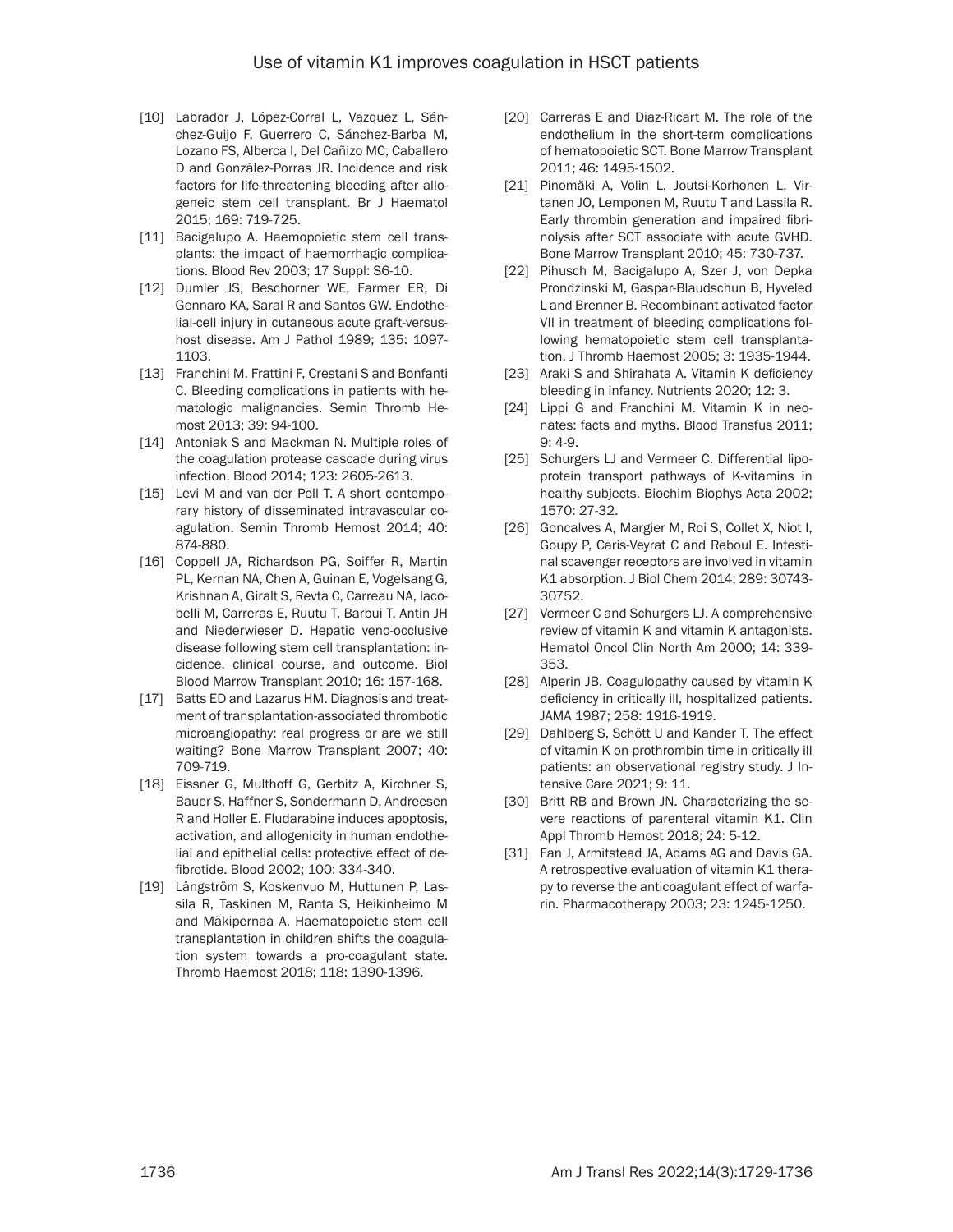[10] Labrador J, López-Corral L, Vazquez L, Sánchez-Guijo F, Guerrero C, Sánchez-Barba M, Lozano FS, Alberca I, Del Cañizo MC, Caballero D and González-Porras JR. Incidence and risk factors for life-threatening bleeding after allogeneic stem cell transplant. Br J Haematol 2015; 169: 719-725.

[11] Bacigalupo A. Haemopoietic stem cell transplants: the impact of haemorrhagic complications. Blood Rev 2003; 17 Suppl: S6-10.

[12] Dumler JS, Beschorner WE, Farmer ER, Di Gennaro KA, Saral R and Santos GW. Endothelial-cell injury in cutaneous acute graft-versus-host disease. Am J Pathol 1989; 135: 1097-1103.

[13] Franchini M, Frattini F, Crestani S and Bonfanti C. Bleeding complications in patients with hematologic malignancies. Semin Thromb Hemost 2013; 39: 94-100.

[14] Antoniak S and Mackman N. Multiple roles of the coagulation protease cascade during virus infection. Blood 2014; 123: 2605-2613.

[15] Levi M and van der Poll T. A short contemporary history of disseminated intravascular coagulation. Semin Thromb Hemost 2014; 40: 874-880.

[16] Coppell JA, Richardson PG, Soiffer R, Martin PL, Kernan NA, Chen A, Guinan E, Vogelsang G, Krishnan A, Giralt S, Revta C, Carreau NA, Iacobelli M, Carreras E, Ruutu T, Barbui T, Antin JH and Niederwieser D. Hepatic veno-occlusive disease following stem cell transplantation: incidence, clinical course, and outcome. Biol Blood Marrow Transplant 2010; 16: 157-168.

[17] Batts ED and Lazarus HM. Diagnosis and treatment of transplantation-associated thrombotic microangiopathy: real progress or are we still waiting? Bone Marrow Transplant 2007; 40: 709-719.

[18] Eissner G, Multhoff G, Gerbitz A, Kirchner S, Bauer S, Haffner S, Sondermann D, Andreesen R and Holler E. Fludarabine induces apoptosis, activation, and allogenicity in human endothelial and epithelial cells: protective effect of defibrotide. Blood 2002; 100: 334-340.

[19] Långström S, Koskenvuo M, Huttunen P, Lassila R, Taskinen M, Ranta S, Heikinheimo M and Mäkipernaa A. Haematopoietic stem cell transplantation in children shifts the coagulation system towards a pro-coagulant state. Thromb Haemost 2018; 118: 1390-1396.

[20] Carreras E and Diaz-Ricart M. The role of the endothelium in the short-term complications of hematopoietic SCT. Bone Marrow Transplant 2011; 46: 1495-1502.

[21] Pinomäki A, Volin L, Joutsi-Korhonen L, Virtanen JO, Lemponen M, Ruutu T and Lassila R. Early thrombin generation and impaired fibrinolysis after SCT associate with acute GVHD. Bone Marrow Transplant 2010; 45: 730-737.

[22] Pihusch M, Bacigalupo A, Szer J, von Depka Prondzinski M, Gaspar-Blaudschun B, Hyveled L and Brenner B. Recombinant activated factor VII in treatment of bleeding complications following hematopoietic stem cell transplantation. J Thromb Haemost 2005; 3: 1935-1944.

[23] Araki S and Shirahata A. Vitamin K deficiency bleeding in infancy. Nutrients 2020; 12: 3.

[24] Lippi G and Franchini M. Vitamin K in neonates: facts and myths. Blood Transfus 2011; 9: 4-9.

[25] Schurgers LJ and Vermeer C. Differential lipoprotein transport pathways of K-vitamins in healthy subjects. Biochim Biophys Acta 2002; 1570: 27-32.

[26] Goncalves A, Margier M, Roi S, Collet X, Niot I, Goupy P, Caris-Veyrat C and Reboul E. Intestinal scavenger receptors are involved in vitamin K1 absorption. J Biol Chem 2014; 289: 30743-30752.

[27] Vermeer C and Schurgers LJ. A comprehensive review of vitamin K and vitamin K antagonists. Hematol Oncol Clin North Am 2000; 14: 339-353.

[28] Alperin JB. Coagulopathy caused by vitamin K deficiency in critically ill, hospitalized patients. JAMA 1987; 258: 1916-1919.

[29] Dahlberg S, Schött U and Kander T. The effect of vitamin K on prothrombin time in critically ill patients: an observational registry study. J Intensive Care 2021; 9: 11.

[30] Britt RB and Brown JN. Characterizing the severe reactions of parenteral vitamin K1. Clin Appl Thromb Hemost 2018; 24: 5-12.

[31] Fan J, Armitstead JA, Adams AG and Davis GA. A retrospective evaluation of vitamin K1 therapy to reverse the anticoagulant effect of warfarin. Pharmacotherapy 2003; 23: 1245-1250.